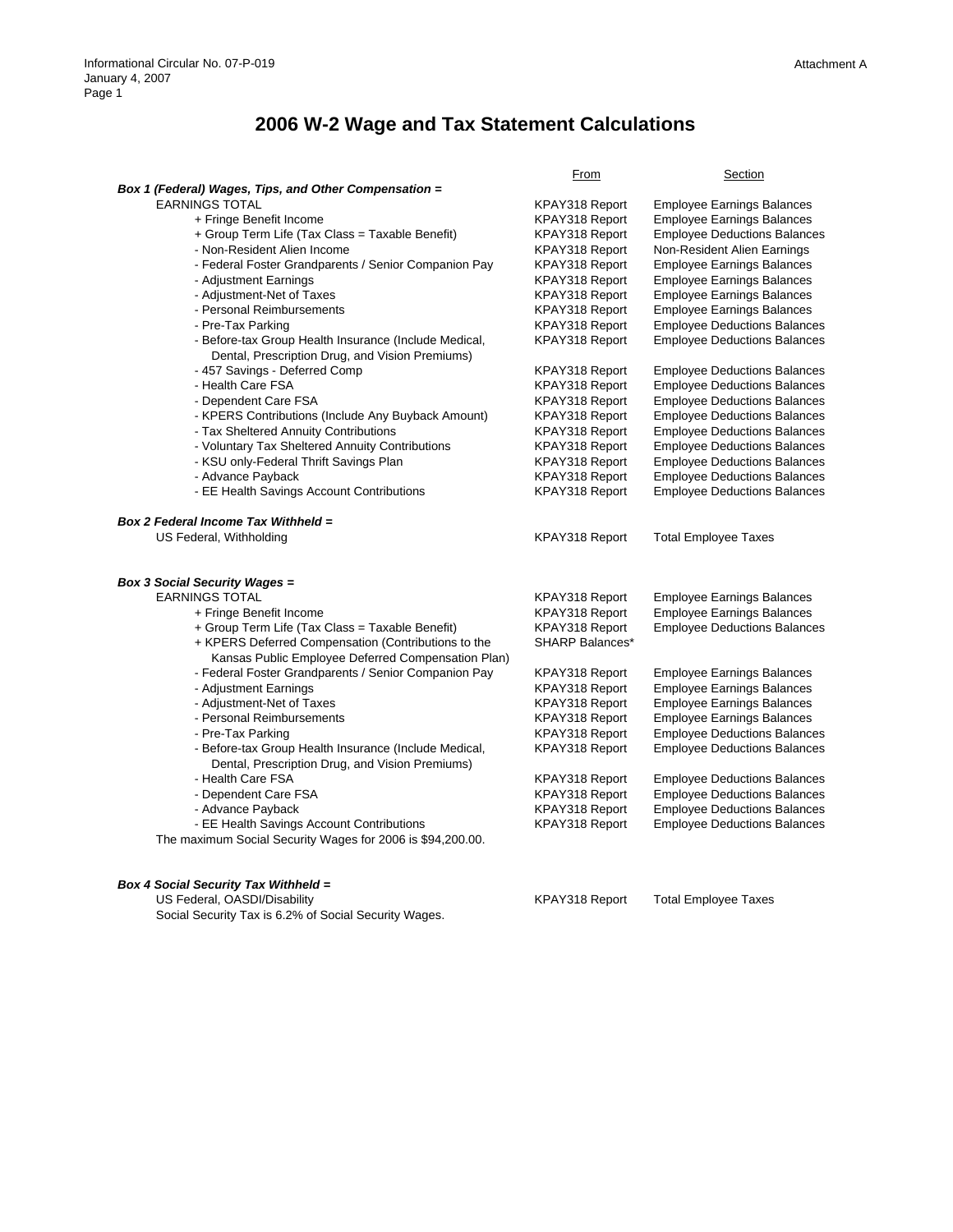Informational Circular No. 07-P-019
January 4, 2007

Attachment A

# 2006 W-2 Wage and Tax Statement Calculations

| | From | Section |
|---|---|---|
| ***Box 1 (Federal) Wages, Tips, and Other Compensation =*** | | |
| EARNINGS TOTAL | KPAY318 Report | Employee Earnings Balances |
| + Fringe Benefit Income | KPAY318 Report | Employee Earnings Balances |
| + Group Term Life (Tax Class = Taxable Benefit) | KPAY318 Report | Employee Deductions Balances |
| - Non-Resident Alien Income | KPAY318 Report | Non-Resident Alien Earnings |
| - Federal Foster Grandparents / Senior Companion Pay | KPAY318 Report | Employee Earnings Balances |
| - Adjustment Earnings | KPAY318 Report | Employee Earnings Balances |
| - Adjustment-Net of Taxes | KPAY318 Report | Employee Earnings Balances |
| - Personal Reimbursements | KPAY318 Report | Employee Earnings Balances |
| - Pre-Tax Parking | KPAY318 Report | Employee Deductions Balances |
| - Before-tax Group Health Insurance (Include Medical, Dental, Prescription Drug, and Vision Premiums) | KPAY318 Report | Employee Deductions Balances |
| - 457 Savings - Deferred Comp | KPAY318 Report | Employee Deductions Balances |
| - Health Care FSA | KPAY318 Report | Employee Deductions Balances |
| - Dependent Care FSA | KPAY318 Report | Employee Deductions Balances |
| - KPERS Contributions (Include Any Buyback Amount) | KPAY318 Report | Employee Deductions Balances |
| - Tax Sheltered Annuity Contributions | KPAY318 Report | Employee Deductions Balances |
| - Voluntary Tax Sheltered Annuity Contributions | KPAY318 Report | Employee Deductions Balances |
| - KSU only-Federal Thrift Savings Plan | KPAY318 Report | Employee Deductions Balances |
| - Advance Payback | KPAY318 Report | Employee Deductions Balances |
| - EE Health Savings Account Contributions | KPAY318 Report | Employee Deductions Balances |
| ***Box 2 Federal Income Tax Withheld =*** | | |
| US Federal, Withholding | KPAY318 Report | Total Employee Taxes |
| ***Box 3 Social Security Wages =*** | | |
| EARNINGS TOTAL | KPAY318 Report | Employee Earnings Balances |
| + Fringe Benefit Income | KPAY318 Report | Employee Earnings Balances |
| + Group Term Life (Tax Class = Taxable Benefit) | KPAY318 Report | Employee Deductions Balances |
| + KPERS Deferred Compensation (Contributions to the Kansas Public Employee Deferred Compensation Plan) | SHARP Balances* | |
| - Federal Foster Grandparents / Senior Companion Pay | KPAY318 Report | Employee Earnings Balances |
| - Adjustment Earnings | KPAY318 Report | Employee Earnings Balances |
| - Adjustment-Net of Taxes | KPAY318 Report | Employee Earnings Balances |
| - Personal Reimbursements | KPAY318 Report | Employee Earnings Balances |
| - Pre-Tax Parking | KPAY318 Report | Employee Deductions Balances |
| - Before-tax Group Health Insurance (Include Medical, Dental, Prescription Drug, and Vision Premiums) | KPAY318 Report | Employee Deductions Balances |
| - Health Care FSA | KPAY318 Report | Employee Deductions Balances |
| - Dependent Care FSA | KPAY318 Report | Employee Deductions Balances |
| - Advance Payback | KPAY318 Report | Employee Deductions Balances |
| - EE Health Savings Account Contributions | KPAY318 Report | Employee Deductions Balances |
| The maximum Social Security Wages for 2006 is $94,200.00. | | |
| ***Box 4 Social Security Tax Withheld =*** | | |
| US Federal, OASDI/Disability | KPAY318 Report | Total Employee Taxes |
| Social Security Tax is 6.2% of Social Security Wages. | | |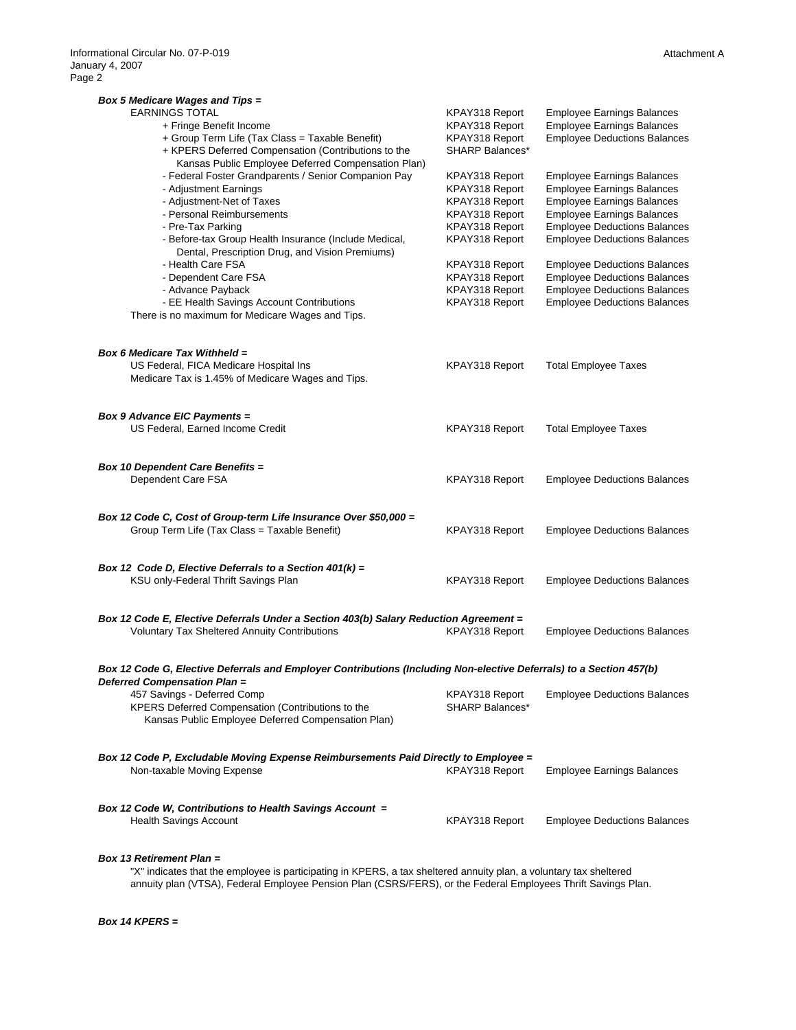***Box 5 Medicare Wages and Tips =***

| | | |
|---|---|---|
| EARNINGS TOTAL | KPAY318 Report | Employee Earnings Balances |
| + Fringe Benefit Income | KPAY318 Report | Employee Earnings Balances |
| + Group Term Life (Tax Class = Taxable Benefit) | KPAY318 Report | Employee Deductions Balances |
| + KPERS Deferred Compensation (Contributions to the Kansas Public Employee Deferred Compensation Plan) | SHARP Balances* | |
| - Federal Foster Grandparents / Senior Companion Pay | KPAY318 Report | Employee Earnings Balances |
| - Adjustment Earnings | KPAY318 Report | Employee Earnings Balances |
| - Adjustment-Net of Taxes | KPAY318 Report | Employee Earnings Balances |
| - Personal Reimbursements | KPAY318 Report | Employee Earnings Balances |
| - Pre-Tax Parking | KPAY318 Report | Employee Deductions Balances |
| - Before-tax Group Health Insurance (Include Medical, Dental, Prescription Drug, and Vision Premiums) | KPAY318 Report | Employee Deductions Balances |
| - Health Care FSA | KPAY318 Report | Employee Deductions Balances |
| - Dependent Care FSA | KPAY318 Report | Employee Deductions Balances |
| - Advance Payback | KPAY318 Report | Employee Deductions Balances |
| - EE Health Savings Account Contributions | KPAY318 Report | Employee Deductions Balances |

There is no maximum for Medicare Wages and Tips.

***Box 6 Medicare Tax Withheld =***

| | | |
|---|---|---|
| US Federal, FICA Medicare Hospital Ins | KPAY318 Report | Total Employee Taxes |

Medicare Tax is 1.45% of Medicare Wages and Tips.

***Box 9 Advance EIC Payments =***

| | | |
|---|---|---|
| US Federal, Earned Income Credit | KPAY318 Report | Total Employee Taxes |

***Box 10 Dependent Care Benefits =***

| | | |
|---|---|---|
| Dependent Care FSA | KPAY318 Report | Employee Deductions Balances |

***Box 12 Code C, Cost of Group-term Life Insurance Over $50,000 =***

| | | |
|---|---|---|
| Group Term Life (Tax Class = Taxable Benefit) | KPAY318 Report | Employee Deductions Balances |

***Box 12 Code D, Elective Deferrals to a Section 401(k) =***

| | | |
|---|---|---|
| KSU only-Federal Thrift Savings Plan | KPAY318 Report | Employee Deductions Balances |

***Box 12 Code E, Elective Deferrals Under a Section 403(b) Salary Reduction Agreement =***

| | | |
|---|---|---|
| Voluntary Tax Sheltered Annuity Contributions | KPAY318 Report | Employee Deductions Balances |

***Box 12 Code G, Elective Deferrals and Employer Contributions (Including Non-elective Deferrals) to a Section 457(b) Deferred Compensation Plan =***

| | | |
|---|---|---|
| 457 Savings - Deferred Comp | KPAY318 Report | Employee Deductions Balances |
| KPERS Deferred Compensation (Contributions to the Kansas Public Employee Deferred Compensation Plan) | SHARP Balances* | |

***Box 12 Code P, Excludable Moving Expense Reimbursements Paid Directly to Employee =***

| | | |
|---|---|---|
| Non-taxable Moving Expense | KPAY318 Report | Employee Earnings Balances |

***Box 12 Code W, Contributions to Health Savings Account =***

| | | |
|---|---|---|
| Health Savings Account | KPAY318 Report | Employee Deductions Balances |

***Box 13 Retirement Plan =***

"X" indicates that the employee is participating in KPERS, a tax sheltered annuity plan, a voluntary tax sheltered annuity plan (VTSA), Federal Employee Pension Plan (CSRS/FERS), or the Federal Employees Thrift Savings Plan.

***Box 14 KPERS =***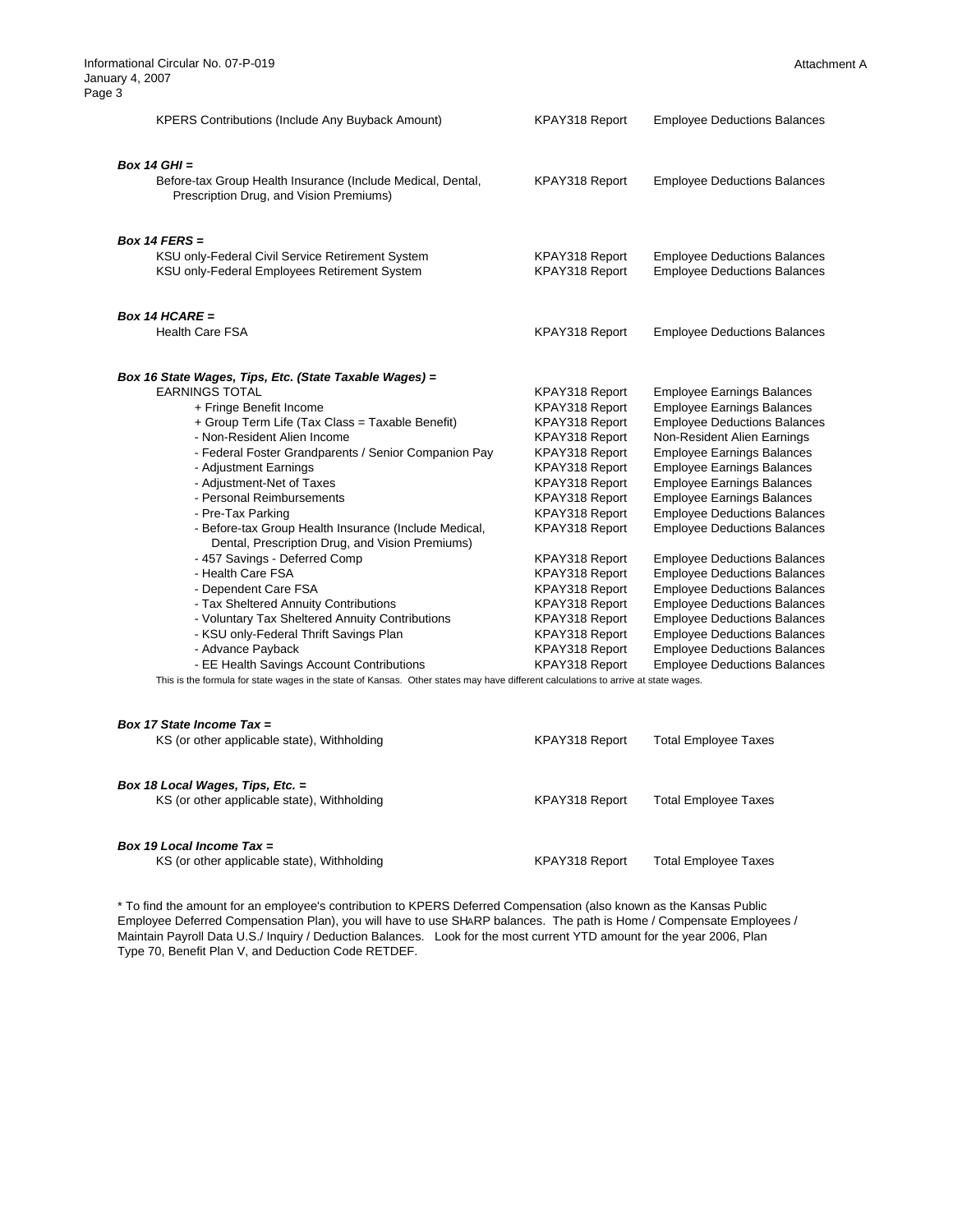| | | |
|---|---|---|
| KPERS Contributions (Include Any Buyback Amount) | KPAY318 Report | Employee Deductions Balances |

***Box 14 GHI =***

| | | |
|---|---|---|
| Before-tax Group Health Insurance (Include Medical, Dental, Prescription Drug, and Vision Premiums) | KPAY318 Report | Employee Deductions Balances |

***Box 14 FERS =***

| | | |
|---|---|---|
| KSU only-Federal Civil Service Retirement System | KPAY318 Report | Employee Deductions Balances |
| KSU only-Federal Employees Retirement System | KPAY318 Report | Employee Deductions Balances |

***Box 14 HCARE =***

| | | |
|---|---|---|
| Health Care FSA | KPAY318 Report | Employee Deductions Balances |

***Box 16 State Wages, Tips, Etc. (State Taxable Wages) =***

| | | |
|---|---|---|
| EARNINGS TOTAL | KPAY318 Report | Employee Earnings Balances |
| + Fringe Benefit Income | KPAY318 Report | Employee Earnings Balances |
| + Group Term Life (Tax Class = Taxable Benefit) | KPAY318 Report | Employee Deductions Balances |
| - Non-Resident Alien Income | KPAY318 Report | Non-Resident Alien Earnings |
| - Federal Foster Grandparents / Senior Companion Pay | KPAY318 Report | Employee Earnings Balances |
| - Adjustment Earnings | KPAY318 Report | Employee Earnings Balances |
| - Adjustment-Net of Taxes | KPAY318 Report | Employee Earnings Balances |
| - Personal Reimbursements | KPAY318 Report | Employee Earnings Balances |
| - Pre-Tax Parking | KPAY318 Report | Employee Deductions Balances |
| - Before-tax Group Health Insurance (Include Medical, Dental, Prescription Drug, and Vision Premiums) | KPAY318 Report | Employee Deductions Balances |
| - 457 Savings - Deferred Comp | KPAY318 Report | Employee Deductions Balances |
| - Health Care FSA | KPAY318 Report | Employee Deductions Balances |
| - Dependent Care FSA | KPAY318 Report | Employee Deductions Balances |
| - Tax Sheltered Annuity Contributions | KPAY318 Report | Employee Deductions Balances |
| - Voluntary Tax Sheltered Annuity Contributions | KPAY318 Report | Employee Deductions Balances |
| - KSU only-Federal Thrift Savings Plan | KPAY318 Report | Employee Deductions Balances |
| - Advance Payback | KPAY318 Report | Employee Deductions Balances |
| - EE Health Savings Account Contributions | KPAY318 Report | Employee Deductions Balances |

This is the formula for state wages in the state of Kansas. Other states may have different calculations to arrive at state wages.

***Box 17 State Income Tax =***

| | | |
|---|---|---|
| KS (or other applicable state), Withholding | KPAY318 Report | Total Employee Taxes |

***Box 18 Local Wages, Tips, Etc. =***

| | | |
|---|---|---|
| KS (or other applicable state), Withholding | KPAY318 Report | Total Employee Taxes |

***Box 19 Local Income Tax =***

| | | |
|---|---|---|
| KS (or other applicable state), Withholding | KPAY318 Report | Total Employee Taxes |

* To find the amount for an employee's contribution to KPERS Deferred Compensation (also known as the Kansas Public Employee Deferred Compensation Plan), you will have to use SHARP balances. The path is Home / Compensate Employees / Maintain Payroll Data U.S./ Inquiry / Deduction Balances. Look for the most current YTD amount for the year 2006, Plan Type 70, Benefit Plan V, and Deduction Code RETDEF.